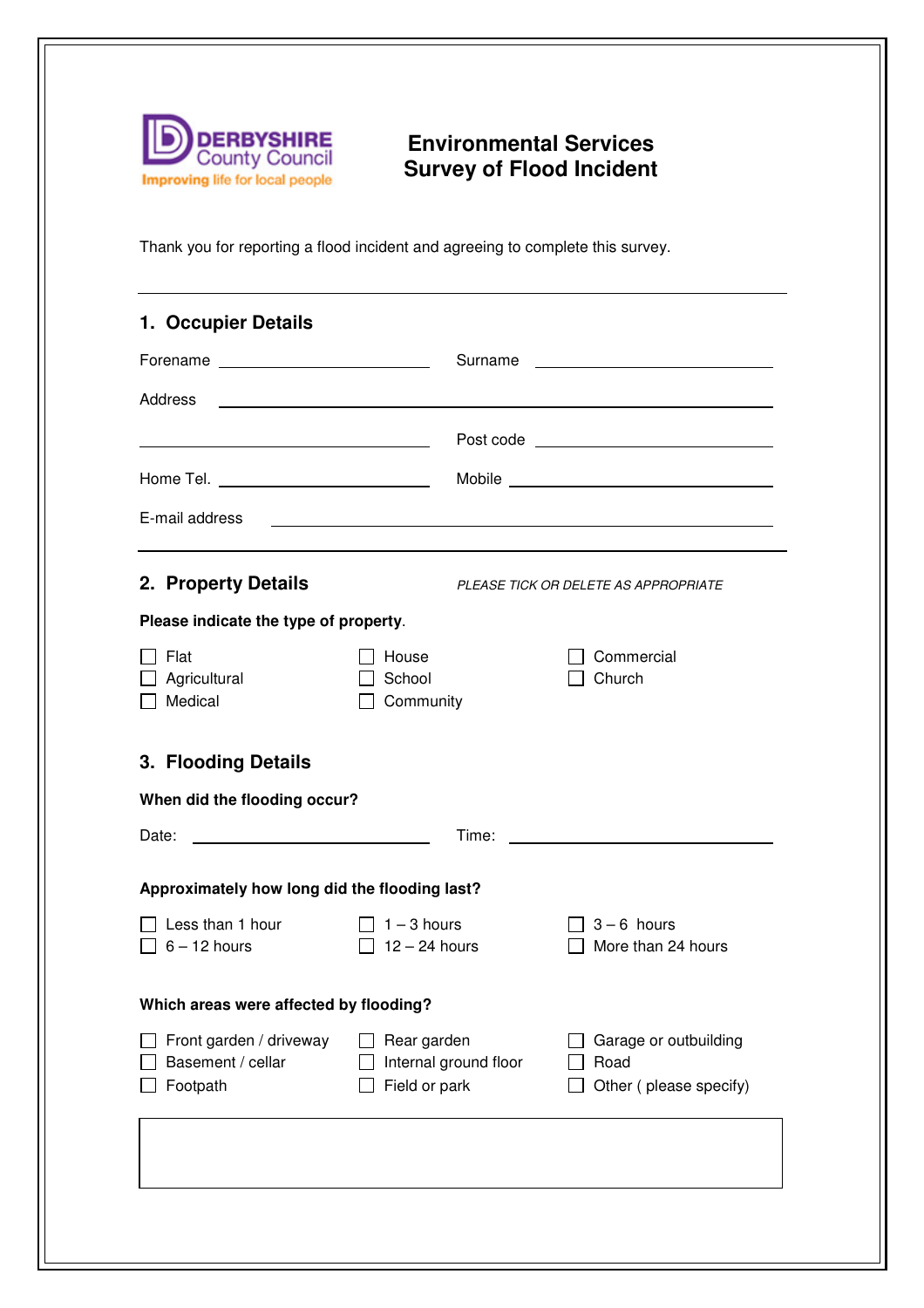DERBYSHIRE County Council
Improving life for local people

# Environmental Services
# Survey of Flood Incident

Thank you for reporting a flood incident and agreeing to complete this survey.

---

## 1. Occupier Details

Forename ______________________ Surname ______________________

Address ______________________________________________

______________________ Post code ______________________

Home Tel. ______________________ Mobile ______________________

E-mail address ______________________________________________

---

## 2. Property Details

*PLEASE TICK OR DELETE AS APPROPRIATE*

**Please indicate the type of property.**

- ☐ Flat
- ☐ Agricultural
- ☐ Medical
- ☐ House
- ☐ School
- ☐ Community
- ☐ Commercial
- ☐ Church

## 3. Flooding Details

**When did the flooding occur?**

Date: ______________________ Time: ______________________

**Approximately how long did the flooding last?**

- ☐ Less than 1 hour
- ☐ 6 – 12 hours
- ☐ 1 – 3 hours
- ☐ 12 – 24 hours
- ☐ 3 – 6 hours
- ☐ More than 24 hours

**Which areas were affected by flooding?**

- ☐ Front garden / driveway
- ☐ Basement / cellar
- ☐ Footpath
- ☐ Rear garden
- ☐ Internal ground floor
- ☐ Field or park
- ☐ Garage or outbuilding
- ☐ Road
- ☐ Other ( please specify)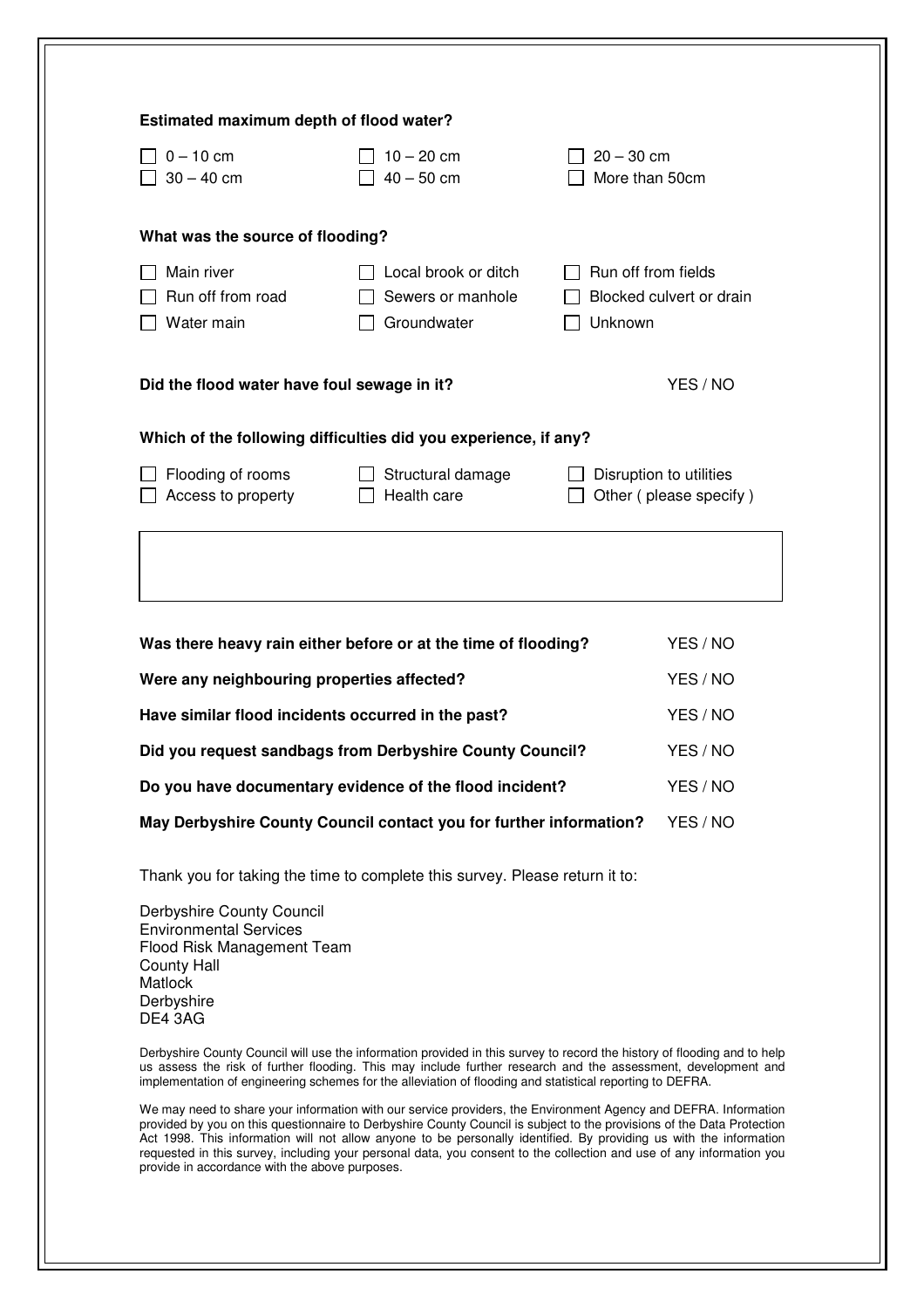**Estimated maximum depth of flood water?**

- ☐ 0 – 10 cm
- ☐ 10 – 20 cm
- ☐ 20 – 30 cm
- ☐ 30 – 40 cm
- ☐ 40 – 50 cm
- ☐ More than 50cm

**What was the source of flooding?**

- ☐ Main river
- ☐ Local brook or ditch
- ☐ Run off from fields
- ☐ Run off from road
- ☐ Sewers or manhole
- ☐ Blocked culvert or drain
- ☐ Water main
- ☐ Groundwater
- ☐ Unknown

**Did the flood water have foul sewage in it?** YES / NO

**Which of the following difficulties did you experience, if any?**

- ☐ Flooding of rooms
- ☐ Structural damage
- ☐ Disruption to utilities
- ☐ Access to property
- ☐ Health care
- ☐ Other ( please specify )

| |
|---|
| |

| | |
|---|---|
| **Was there heavy rain either before or at the time of flooding?** | YES / NO |
| **Were any neighbouring properties affected?** | YES / NO |
| **Have similar flood incidents occurred in the past?** | YES / NO |
| **Did you request sandbags from Derbyshire County Council?** | YES / NO |
| **Do you have documentary evidence of the flood incident?** | YES / NO |
| **May Derbyshire County Council contact you for further information?** | YES / NO |

Thank you for taking the time to complete this survey. Please return it to:

Derbyshire County Council
Environmental Services
Flood Risk Management Team
County Hall
Matlock
Derbyshire
DE4 3AG

Derbyshire County Council will use the information provided in this survey to record the history of flooding and to help us assess the risk of further flooding. This may include further research and the assessment, development and implementation of engineering schemes for the alleviation of flooding and statistical reporting to DEFRA.

We may need to share your information with our service providers, the Environment Agency and DEFRA. Information provided by you on this questionnaire to Derbyshire County Council is subject to the provisions of the Data Protection Act 1998. This information will not allow anyone to be personally identified. By providing us with the information requested in this survey, including your personal data, you consent to the collection and use of any information you provide in accordance with the above purposes.